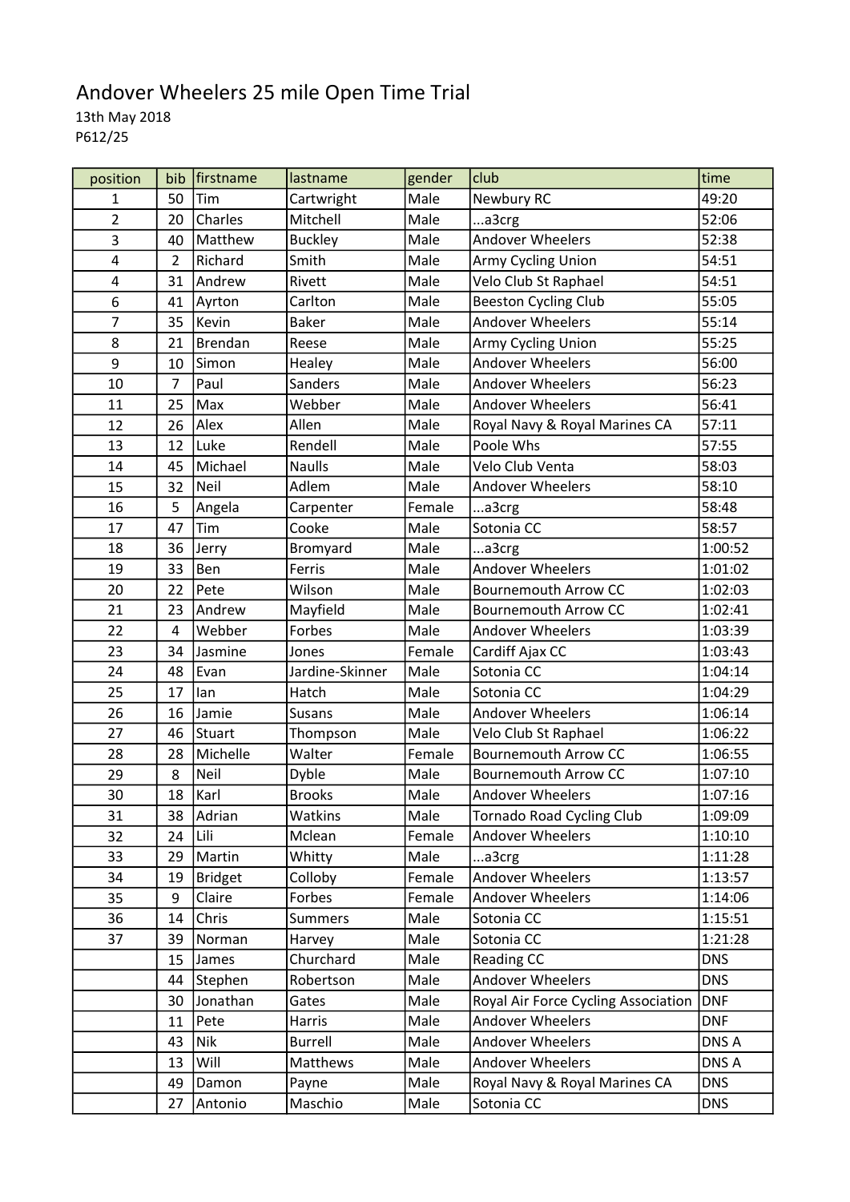# Andover Wheelers 25 mile Open Time Trial

13th May 2018

P612/25

| position | bib | firstname | lastname | gender | club | time |
|---|---|---|---|---|---|---|
| 1 | 50 | Tim | Cartwright | Male | Newbury RC | 49:20 |
| 2 | 20 | Charles | Mitchell | Male | ...a3crg | 52:06 |
| 3 | 40 | Matthew | Buckley | Male | Andover Wheelers | 52:38 |
| 4 | 2 | Richard | Smith | Male | Army Cycling Union | 54:51 |
| 4 | 31 | Andrew | Rivett | Male | Velo Club St Raphael | 54:51 |
| 6 | 41 | Ayrton | Carlton | Male | Beeston Cycling Club | 55:05 |
| 7 | 35 | Kevin | Baker | Male | Andover Wheelers | 55:14 |
| 8 | 21 | Brendan | Reese | Male | Army Cycling Union | 55:25 |
| 9 | 10 | Simon | Healey | Male | Andover Wheelers | 56:00 |
| 10 | 7 | Paul | Sanders | Male | Andover Wheelers | 56:23 |
| 11 | 25 | Max | Webber | Male | Andover Wheelers | 56:41 |
| 12 | 26 | Alex | Allen | Male | Royal Navy & Royal Marines CA | 57:11 |
| 13 | 12 | Luke | Rendell | Male | Poole Whs | 57:55 |
| 14 | 45 | Michael | Naulls | Male | Velo Club Venta | 58:03 |
| 15 | 32 | Neil | Adlem | Male | Andover Wheelers | 58:10 |
| 16 | 5 | Angela | Carpenter | Female | ...a3crg | 58:48 |
| 17 | 47 | Tim | Cooke | Male | Sotonia CC | 58:57 |
| 18 | 36 | Jerry | Bromyard | Male | ...a3crg | 1:00:52 |
| 19 | 33 | Ben | Ferris | Male | Andover Wheelers | 1:01:02 |
| 20 | 22 | Pete | Wilson | Male | Bournemouth Arrow CC | 1:02:03 |
| 21 | 23 | Andrew | Mayfield | Male | Bournemouth Arrow CC | 1:02:41 |
| 22 | 4 | Webber | Forbes | Male | Andover Wheelers | 1:03:39 |
| 23 | 34 | Jasmine | Jones | Female | Cardiff Ajax CC | 1:03:43 |
| 24 | 48 | Evan | Jardine-Skinner | Male | Sotonia CC | 1:04:14 |
| 25 | 17 | Ian | Hatch | Male | Sotonia CC | 1:04:29 |
| 26 | 16 | Jamie | Susans | Male | Andover Wheelers | 1:06:14 |
| 27 | 46 | Stuart | Thompson | Male | Velo Club St Raphael | 1:06:22 |
| 28 | 28 | Michelle | Walter | Female | Bournemouth Arrow CC | 1:06:55 |
| 29 | 8 | Neil | Dyble | Male | Bournemouth Arrow CC | 1:07:10 |
| 30 | 18 | Karl | Brooks | Male | Andover Wheelers | 1:07:16 |
| 31 | 38 | Adrian | Watkins | Male | Tornado Road Cycling Club | 1:09:09 |
| 32 | 24 | Lili | Mclean | Female | Andover Wheelers | 1:10:10 |
| 33 | 29 | Martin | Whitty | Male | ...a3crg | 1:11:28 |
| 34 | 19 | Bridget | Colloby | Female | Andover Wheelers | 1:13:57 |
| 35 | 9 | Claire | Forbes | Female | Andover Wheelers | 1:14:06 |
| 36 | 14 | Chris | Summers | Male | Sotonia CC | 1:15:51 |
| 37 | 39 | Norman | Harvey | Male | Sotonia CC | 1:21:28 |
| | 15 | James | Churchard | Male | Reading CC | DNS |
| | 44 | Stephen | Robertson | Male | Andover Wheelers | DNS |
| | 30 | Jonathan | Gates | Male | Royal Air Force Cycling Association | DNF |
| | 11 | Pete | Harris | Male | Andover Wheelers | DNF |
| | 43 | Nik | Burrell | Male | Andover Wheelers | DNS A |
| | 13 | Will | Matthews | Male | Andover Wheelers | DNS A |
| | 49 | Damon | Payne | Male | Royal Navy & Royal Marines CA | DNS |
| | 27 | Antonio | Maschio | Male | Sotonia CC | DNS |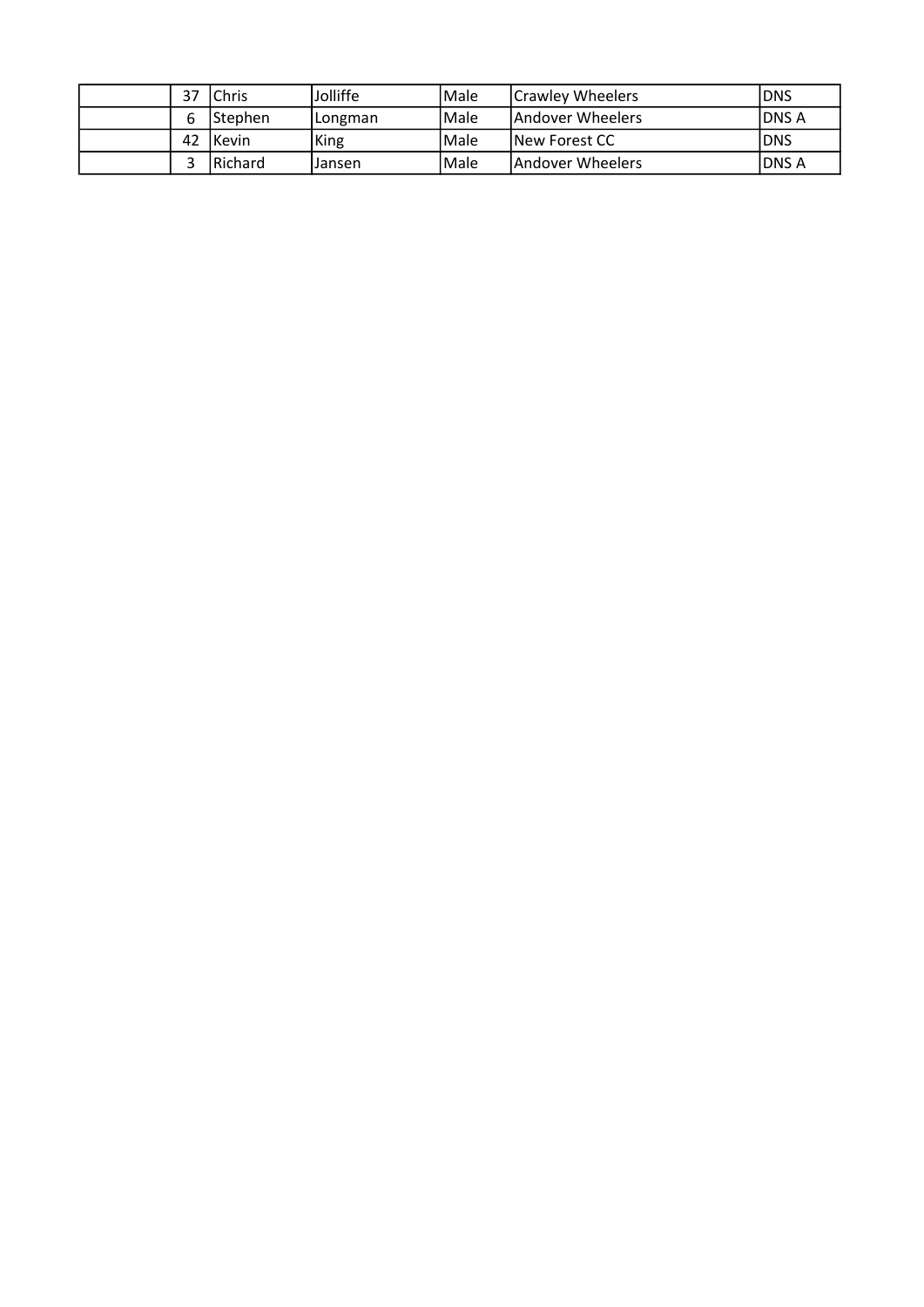| | | | | | | |
|---|---|---|---|---|---|---|
| | 37 | Chris | Jolliffe | Male | Crawley Wheelers | DNS |
| | 6 | Stephen | Longman | Male | Andover Wheelers | DNS A |
| | 42 | Kevin | King | Male | New Forest CC | DNS |
| | 3 | Richard | Jansen | Male | Andover Wheelers | DNS A |